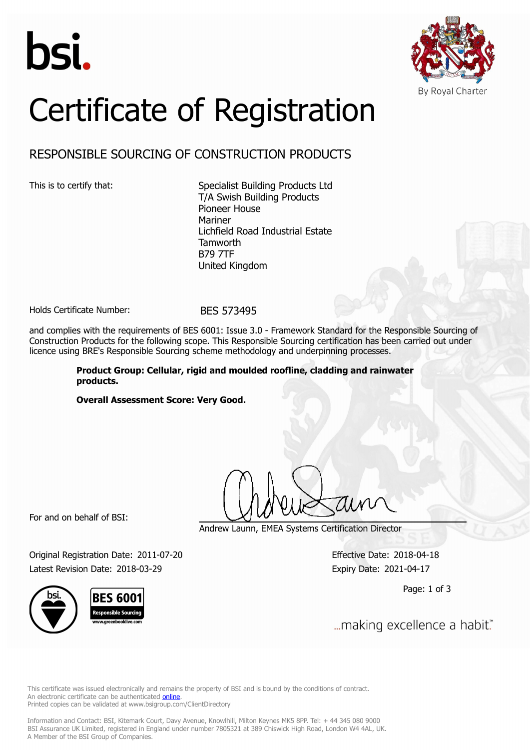bsi.

By Royal Charter

# Certificate of Registration

## RESPONSIBLE SOURCING OF CONSTRUCTION PRODUCTS

This is to certify that:

Specialist Building Products Ltd
T/A Swish Building Products
Pioneer House
Mariner
Lichfield Road Industrial Estate
Tamworth
B79 7TF
United Kingdom

Holds Certificate Number: BES 573495

and complies with the requirements of BES 6001: Issue 3.0 - Framework Standard for the Responsible Sourcing of Construction Products for the following scope. This Responsible Sourcing certification has been carried out under licence using BRE's Responsible Sourcing scheme methodology and underpinning processes.

**Product Group: Cellular, rigid and moulded roofline, cladding and rainwater products.**

**Overall Assessment Score: Very Good.**

For and on behalf of BSI:

Andrew Launn, EMEA Systems Certification Director

Original Registration Date: 2011-07-20
Latest Revision Date: 2018-03-29

Effective Date: 2018-04-18
Expiry Date: 2021-04-17

BES 6001 Responsible Sourcing www.greenbooklive.com

...making excellence a habit.™

This certificate was issued electronically and remains the property of BSI and is bound by the conditions of contract.
An electronic certificate can be authenticated online.
Printed copies can be validated at www.bsigroup.com/ClientDirectory

Information and Contact: BSI, Kitemark Court, Davy Avenue, Knowlhill, Milton Keynes MK5 8PP. Tel: + 44 345 080 9000
BSI Assurance UK Limited, registered in England under number 7805321 at 389 Chiswick High Road, London W4 4AL, UK.
A Member of the BSI Group of Companies.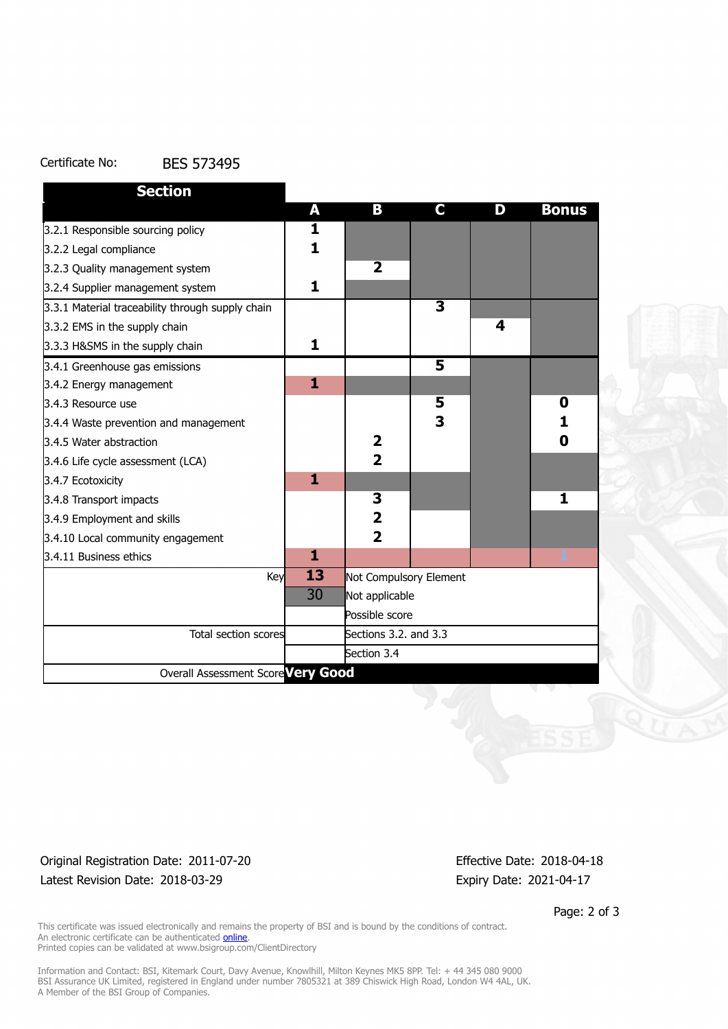Certificate No: BES 573495

| Section | A | B | C | D | Bonus |
|---|---|---|---|---|---|
| 3.2.1 Responsible sourcing policy | 1 | | | | |
| 3.2.2 Legal compliance | 1 | | | | |
| 3.2.3 Quality management system | | 2 | | | |
| 3.2.4 Supplier management system | 1 | | | | |
| 3.3.1 Material traceability through supply chain | | | 3 | | |
| 3.3.2 EMS in the supply chain | | | | 4 | |
| 3.3.3 H&SMS in the supply chain | 1 | | | | |
| 3.4.1 Greenhouse gas emissions | | | 5 | | |
| 3.4.2 Energy management | 1 | | | | |
| 3.4.3 Resource use | | | 5 | | 0 |
| 3.4.4 Waste prevention and management | | | 3 | | 1 |
| 3.4.5 Water abstraction | | 2 | | | 0 |
| 3.4.6 Life cycle assessment (LCA) | | 2 | | | |
| 3.4.7 Ecotoxicity | 1 | | | | |
| 3.4.8 Transport impacts | | 3 | | | 1 |
| 3.4.9 Employment and skills | | 2 | | | |
| 3.4.10 Local community engagement | | 2 | | | |
| 3.4.11 Business ethics | 1 | | | | 1 |
| Key | 13 | Not Compulsory Element | | | |
| | 30 | Not applicable | | | |
| | | Possible score | | | |
| Total section scores | | Sections 3.2. and 3.3 | | | |
| | | Section 3.4 | | | |
| Overall Assessment Score | Very Good | | | | |

Original Registration Date: 2011-07-20
Latest Revision Date: 2018-03-29

Effective Date: 2018-04-18
Expiry Date: 2021-04-17

This certificate was issued electronically and remains the property of BSI and is bound by the conditions of contract.
An electronic certificate can be authenticated online.
Printed copies can be validated at www.bsigroup.com/ClientDirectory

Information and Contact: BSI, Kitemark Court, Davy Avenue, Knowlhill, Milton Keynes MK5 8PP. Tel: + 44 345 080 9000
BSI Assurance UK Limited, registered in England under number 7805321 at 389 Chiswick High Road, London W4 4AL, UK.
A Member of the BSI Group of Companies.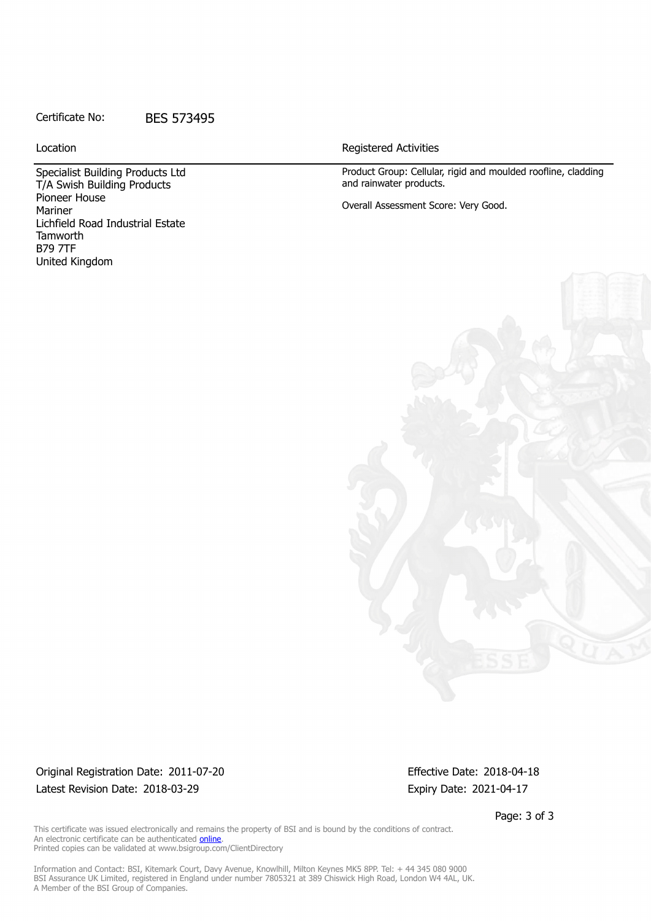Certificate No: BES 573495

| Location | Registered Activities |
| --- | --- |
| Specialist Building Products Ltd<br>T/A Swish Building Products<br>Pioneer House<br>Mariner<br>Lichfield Road Industrial Estate<br>Tamworth<br>B79 7TF<br>United Kingdom | Product Group: Cellular, rigid and moulded roofline, cladding and rainwater products.<br><br>Overall Assessment Score: Very Good. |

Original Registration Date: 2011-07-20

Latest Revision Date: 2018-03-29

Effective Date: 2018-04-18

Expiry Date: 2021-04-17

This certificate was issued electronically and remains the property of BSI and is bound by the conditions of contract.
An electronic certificate can be authenticated online.
Printed copies can be validated at www.bsigroup.com/ClientDirectory

Information and Contact: BSI, Kitemark Court, Davy Avenue, Knowlhill, Milton Keynes MK5 8PP. Tel: + 44 345 080 9000
BSI Assurance UK Limited, registered in England under number 7805321 at 389 Chiswick High Road, London W4 4AL, UK.
A Member of the BSI Group of Companies.